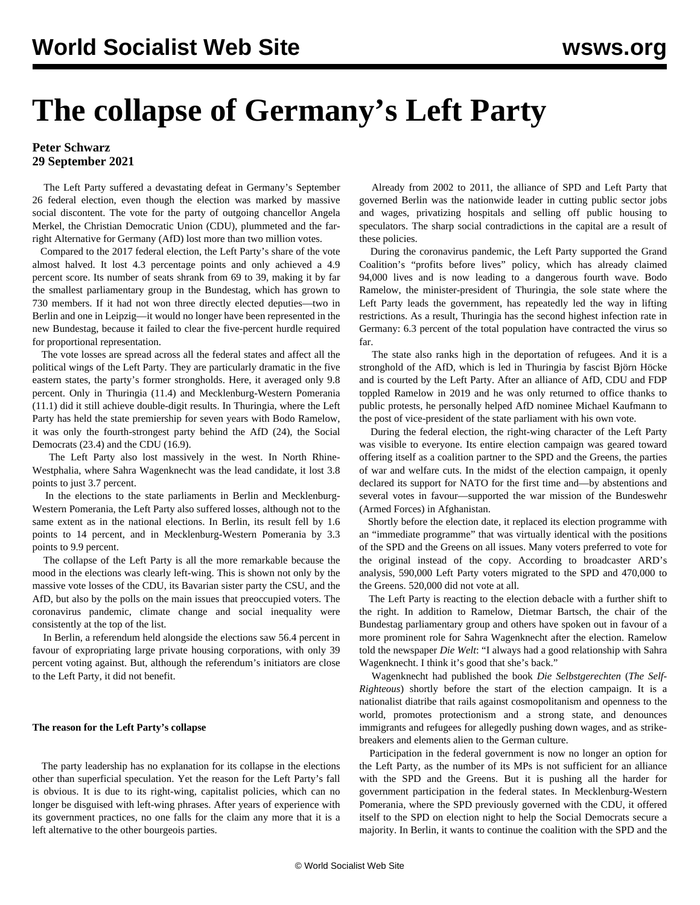# The collapse of Germany's Left Party

**Peter Schwarz**
**29 September 2021**

The Left Party suffered a devastating defeat in Germany's September 26 federal election, even though the election was marked by massive social discontent. The vote for the party of outgoing chancellor Angela Merkel, the Christian Democratic Union (CDU), plummeted and the far-right Alternative for Germany (AfD) lost more than two million votes.

Compared to the 2017 federal election, the Left Party's share of the vote almost halved. It lost 4.3 percentage points and only achieved a 4.9 percent score. Its number of seats shrank from 69 to 39, making it by far the smallest parliamentary group in the Bundestag, which has grown to 730 members. If it had not won three directly elected deputies—two in Berlin and one in Leipzig—it would no longer have been represented in the new Bundestag, because it failed to clear the five-percent hurdle required for proportional representation.

The vote losses are spread across all the federal states and affect all the political wings of the Left Party. They are particularly dramatic in the five eastern states, the party's former strongholds. Here, it averaged only 9.8 percent. Only in Thuringia (11.4) and Mecklenburg-Western Pomerania (11.1) did it still achieve double-digit results. In Thuringia, where the Left Party has held the state premiership for seven years with Bodo Ramelow, it was only the fourth-strongest party behind the AfD (24), the Social Democrats (23.4) and the CDU (16.9).

The Left Party also lost massively in the west. In North Rhine-Westphalia, where Sahra Wagenknecht was the lead candidate, it lost 3.8 points to just 3.7 percent.

In the elections to the state parliaments in Berlin and Mecklenburg-Western Pomerania, the Left Party also suffered losses, although not to the same extent as in the national elections. In Berlin, its result fell by 1.6 points to 14 percent, and in Mecklenburg-Western Pomerania by 3.3 points to 9.9 percent.

The collapse of the Left Party is all the more remarkable because the mood in the elections was clearly left-wing. This is shown not only by the massive vote losses of the CDU, its Bavarian sister party the CSU, and the AfD, but also by the polls on the main issues that preoccupied voters. The coronavirus pandemic, climate change and social inequality were consistently at the top of the list.

In Berlin, a referendum held alongside the elections saw 56.4 percent in favour of expropriating large private housing corporations, with only 39 percent voting against. But, although the referendum's initiators are close to the Left Party, it did not benefit.

**The reason for the Left Party's collapse**

The party leadership has no explanation for its collapse in the elections other than superficial speculation. Yet the reason for the Left Party's fall is obvious. It is due to its right-wing, capitalist policies, which can no longer be disguised with left-wing phrases. After years of experience with its government practices, no one falls for the claim any more that it is a left alternative to the other bourgeois parties.

Already from 2002 to 2011, the alliance of SPD and Left Party that governed Berlin was the nationwide leader in cutting public sector jobs and wages, privatizing hospitals and selling off public housing to speculators. The sharp social contradictions in the capital are a result of these policies.

During the coronavirus pandemic, the Left Party supported the Grand Coalition's "profits before lives" policy, which has already claimed 94,000 lives and is now leading to a dangerous fourth wave. Bodo Ramelow, the minister-president of Thuringia, the sole state where the Left Party leads the government, has repeatedly led the way in lifting restrictions. As a result, Thuringia has the second highest infection rate in Germany: 6.3 percent of the total population have contracted the virus so far.

The state also ranks high in the deportation of refugees. And it is a stronghold of the AfD, which is led in Thuringia by fascist Björn Höcke and is courted by the Left Party. After an alliance of AfD, CDU and FDP toppled Ramelow in 2019 and he was only returned to office thanks to public protests, he personally helped AfD nominee Michael Kaufmann to the post of vice-president of the state parliament with his own vote.

During the federal election, the right-wing character of the Left Party was visible to everyone. Its entire election campaign was geared toward offering itself as a coalition partner to the SPD and the Greens, the parties of war and welfare cuts. In the midst of the election campaign, it openly declared its support for NATO for the first time and—by abstentions and several votes in favour—supported the war mission of the Bundeswehr (Armed Forces) in Afghanistan.

Shortly before the election date, it replaced its election programme with an "immediate programme" that was virtually identical with the positions of the SPD and the Greens on all issues. Many voters preferred to vote for the original instead of the copy. According to broadcaster ARD's analysis, 590,000 Left Party voters migrated to the SPD and 470,000 to the Greens. 520,000 did not vote at all.

The Left Party is reacting to the election debacle with a further shift to the right. In addition to Ramelow, Dietmar Bartsch, the chair of the Bundestag parliamentary group and others have spoken out in favour of a more prominent role for Sahra Wagenknecht after the election. Ramelow told the newspaper *Die Welt*: "I always had a good relationship with Sahra Wagenknecht. I think it's good that she's back."

Wagenknecht had published the book *Die Selbstgerechten* (*The Self-Righteous*) shortly before the start of the election campaign. It is a nationalist diatribe that rails against cosmopolitanism and openness to the world, promotes protectionism and a strong state, and denounces immigrants and refugees for allegedly pushing down wages, and as strike-breakers and elements alien to the German culture.

Participation in the federal government is now no longer an option for the Left Party, as the number of its MPs is not sufficient for an alliance with the SPD and the Greens. But it is pushing all the harder for government participation in the federal states. In Mecklenburg-Western Pomerania, where the SPD previously governed with the CDU, it offered itself to the SPD on election night to help the Social Democrats secure a majority. In Berlin, it wants to continue the coalition with the SPD and the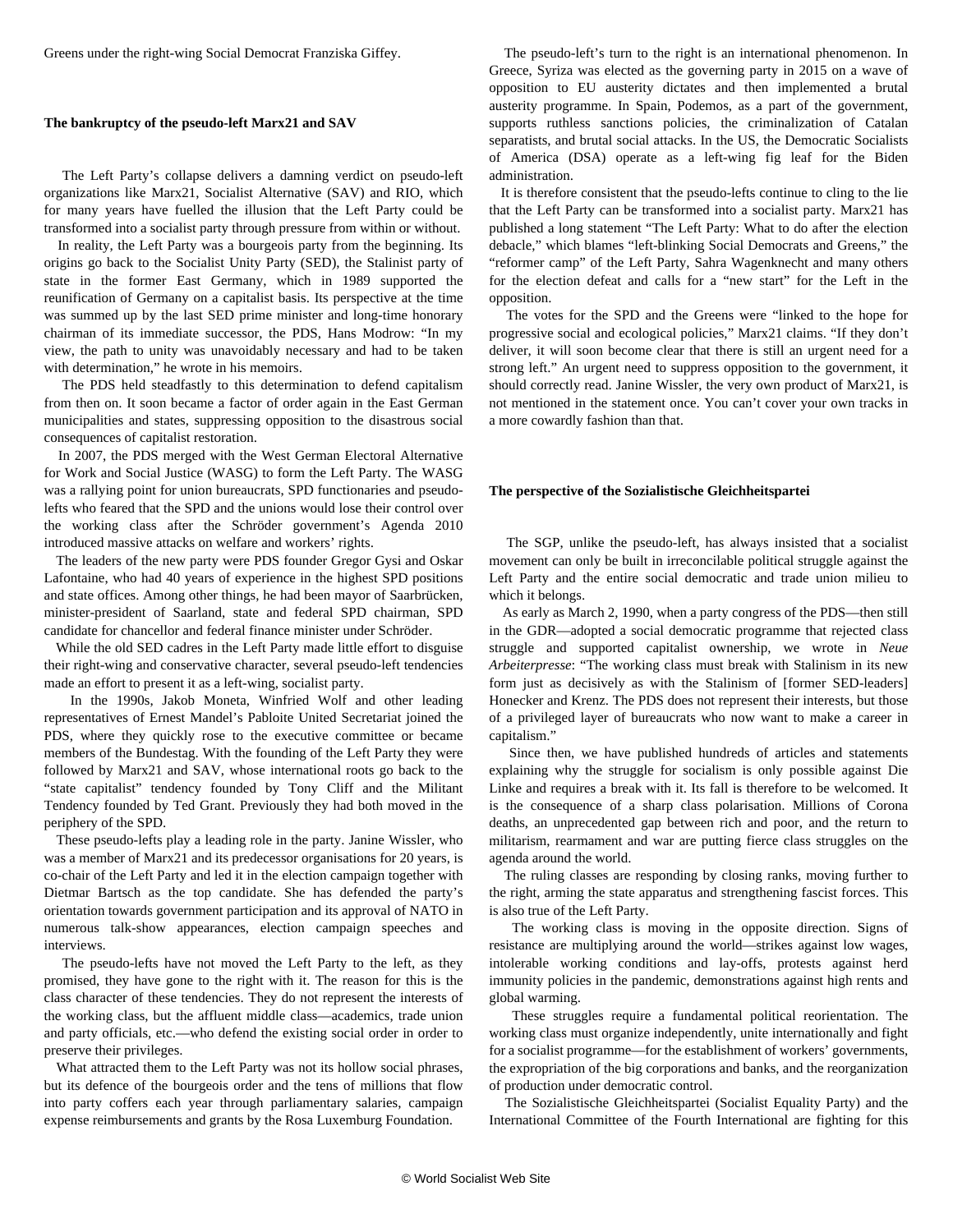Greens under the right-wing Social Democrat Franziska Giffey.

## The bankruptcy of the pseudo-left Marx21 and SAV

The Left Party's collapse delivers a damning verdict on pseudo-left organizations like Marx21, Socialist Alternative (SAV) and RIO, which for many years have fuelled the illusion that the Left Party could be transformed into a socialist party through pressure from within or without.

In reality, the Left Party was a bourgeois party from the beginning. Its origins go back to the Socialist Unity Party (SED), the Stalinist party of state in the former East Germany, which in 1989 supported the reunification of Germany on a capitalist basis. Its perspective at the time was summed up by the last SED prime minister and long-time honorary chairman of its immediate successor, the PDS, Hans Modrow: "In my view, the path to unity was unavoidably necessary and had to be taken with determination," he wrote in his memoirs.

The PDS held steadfastly to this determination to defend capitalism from then on. It soon became a factor of order again in the East German municipalities and states, suppressing opposition to the disastrous social consequences of capitalist restoration.

In 2007, the PDS merged with the West German Electoral Alternative for Work and Social Justice (WASG) to form the Left Party. The WASG was a rallying point for union bureaucrats, SPD functionaries and pseudo-lefts who feared that the SPD and the unions would lose their control over the working class after the Schröder government's Agenda 2010 introduced massive attacks on welfare and workers' rights.

The leaders of the new party were PDS founder Gregor Gysi and Oskar Lafontaine, who had 40 years of experience in the highest SPD positions and state offices. Among other things, he had been mayor of Saarbrücken, minister-president of Saarland, state and federal SPD chairman, SPD candidate for chancellor and federal finance minister under Schröder.

While the old SED cadres in the Left Party made little effort to disguise their right-wing and conservative character, several pseudo-left tendencies made an effort to present it as a left-wing, socialist party.

In the 1990s, Jakob Moneta, Winfried Wolf and other leading representatives of Ernest Mandel's Pabloite United Secretariat joined the PDS, where they quickly rose to the executive committee or became members of the Bundestag. With the founding of the Left Party they were followed by Marx21 and SAV, whose international roots go back to the "state capitalist" tendency founded by Tony Cliff and the Militant Tendency founded by Ted Grant. Previously they had both moved in the periphery of the SPD.

These pseudo-lefts play a leading role in the party. Janine Wissler, who was a member of Marx21 and its predecessor organisations for 20 years, is co-chair of the Left Party and led it in the election campaign together with Dietmar Bartsch as the top candidate. She has defended the party's orientation towards government participation and its approval of NATO in numerous talk-show appearances, election campaign speeches and interviews.

The pseudo-lefts have not moved the Left Party to the left, as they promised, they have gone to the right with it. The reason for this is the class character of these tendencies. They do not represent the interests of the working class, but the affluent middle class—academics, trade union and party officials, etc.—who defend the existing social order in order to preserve their privileges.

What attracted them to the Left Party was not its hollow social phrases, but its defence of the bourgeois order and the tens of millions that flow into party coffers each year through parliamentary salaries, campaign expense reimbursements and grants by the Rosa Luxemburg Foundation.

The pseudo-left's turn to the right is an international phenomenon. In Greece, Syriza was elected as the governing party in 2015 on a wave of opposition to EU austerity dictates and then implemented a brutal austerity programme. In Spain, Podemos, as a part of the government, supports ruthless sanctions policies, the criminalization of Catalan separatists, and brutal social attacks. In the US, the Democratic Socialists of America (DSA) operate as a left-wing fig leaf for the Biden administration.

It is therefore consistent that the pseudo-lefts continue to cling to the lie that the Left Party can be transformed into a socialist party. Marx21 has published a long statement "The Left Party: What to do after the election debacle," which blames "left-blinking Social Democrats and Greens," the "reformer camp" of the Left Party, Sahra Wagenknecht and many others for the election defeat and calls for a "new start" for the Left in the opposition.

The votes for the SPD and the Greens were "linked to the hope for progressive social and ecological policies," Marx21 claims. "If they don't deliver, it will soon become clear that there is still an urgent need for a strong left." An urgent need to suppress opposition to the government, it should correctly read. Janine Wissler, the very own product of Marx21, is not mentioned in the statement once. You can't cover your own tracks in a more cowardly fashion than that.

## The perspective of the Sozialistische Gleichheitspartei

The SGP, unlike the pseudo-left, has always insisted that a socialist movement can only be built in irreconcilable political struggle against the Left Party and the entire social democratic and trade union milieu to which it belongs.

As early as March 2, 1990, when a party congress of the PDS—then still in the GDR—adopted a social democratic programme that rejected class struggle and supported capitalist ownership, we wrote in *Neue Arbeiterpresse*: "The working class must break with Stalinism in its new form just as decisively as with the Stalinism of [former SED-leaders] Honecker and Krenz. The PDS does not represent their interests, but those of a privileged layer of bureaucrats who now want to make a career in capitalism."

Since then, we have published hundreds of articles and statements explaining why the struggle for socialism is only possible against Die Linke and requires a break with it. Its fall is therefore to be welcomed. It is the consequence of a sharp class polarisation. Millions of Corona deaths, an unprecedented gap between rich and poor, and the return to militarism, rearmament and war are putting fierce class struggles on the agenda around the world.

The ruling classes are responding by closing ranks, moving further to the right, arming the state apparatus and strengthening fascist forces. This is also true of the Left Party.

The working class is moving in the opposite direction. Signs of resistance are multiplying around the world—strikes against low wages, intolerable working conditions and lay-offs, protests against herd immunity policies in the pandemic, demonstrations against high rents and global warming.

These struggles require a fundamental political reorientation. The working class must organize independently, unite internationally and fight for a socialist programme—for the establishment of workers' governments, the expropriation of the big corporations and banks, and the reorganization of production under democratic control.

The Sozialistische Gleichheitspartei (Socialist Equality Party) and the International Committee of the Fourth International are fighting for this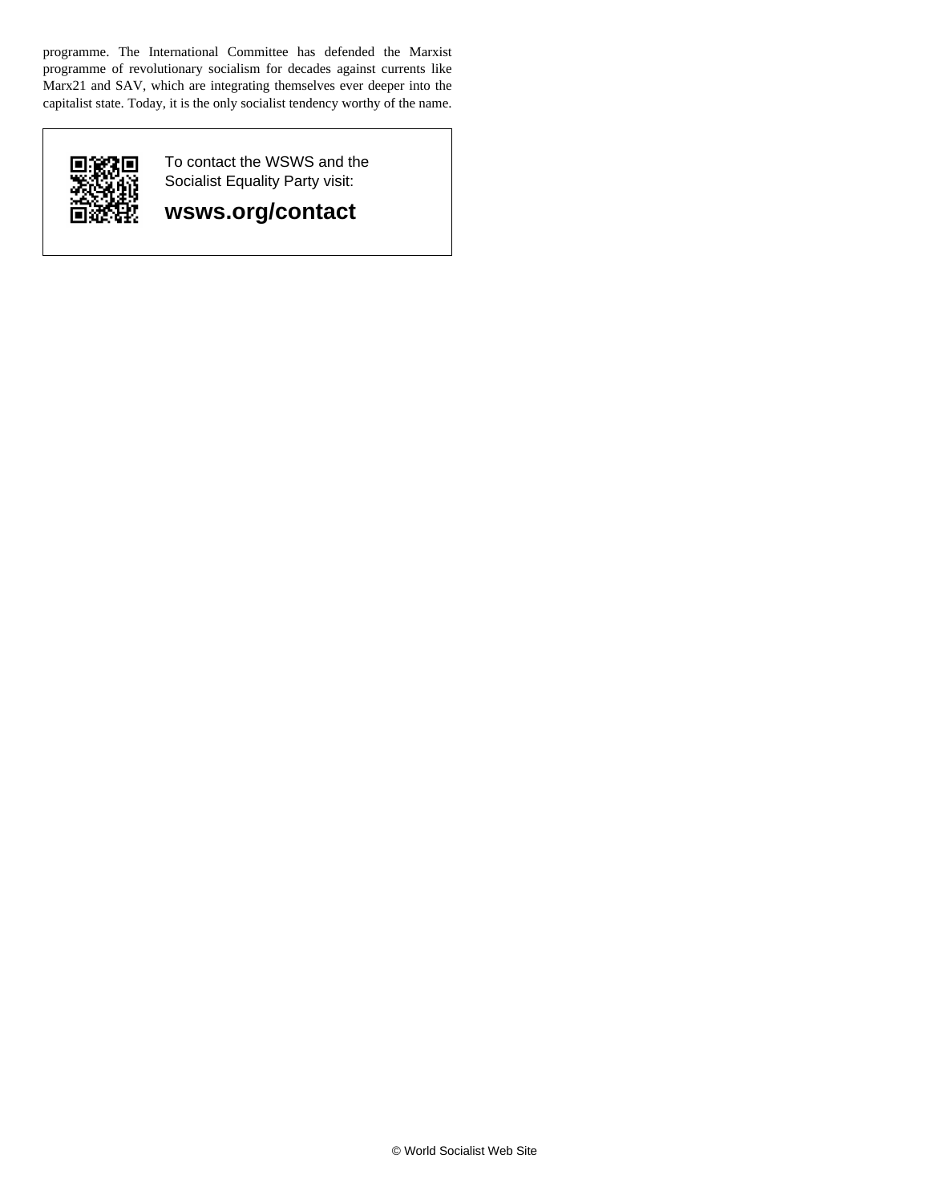programme. The International Committee has defended the Marxist programme of revolutionary socialism for decades against currents like Marx21 and SAV, which are integrating themselves ever deeper into the capitalist state. Today, it is the only socialist tendency worthy of the name.

To contact the WSWS and the Socialist Equality Party visit:

**wsws.org/contact**

© World Socialist Web Site